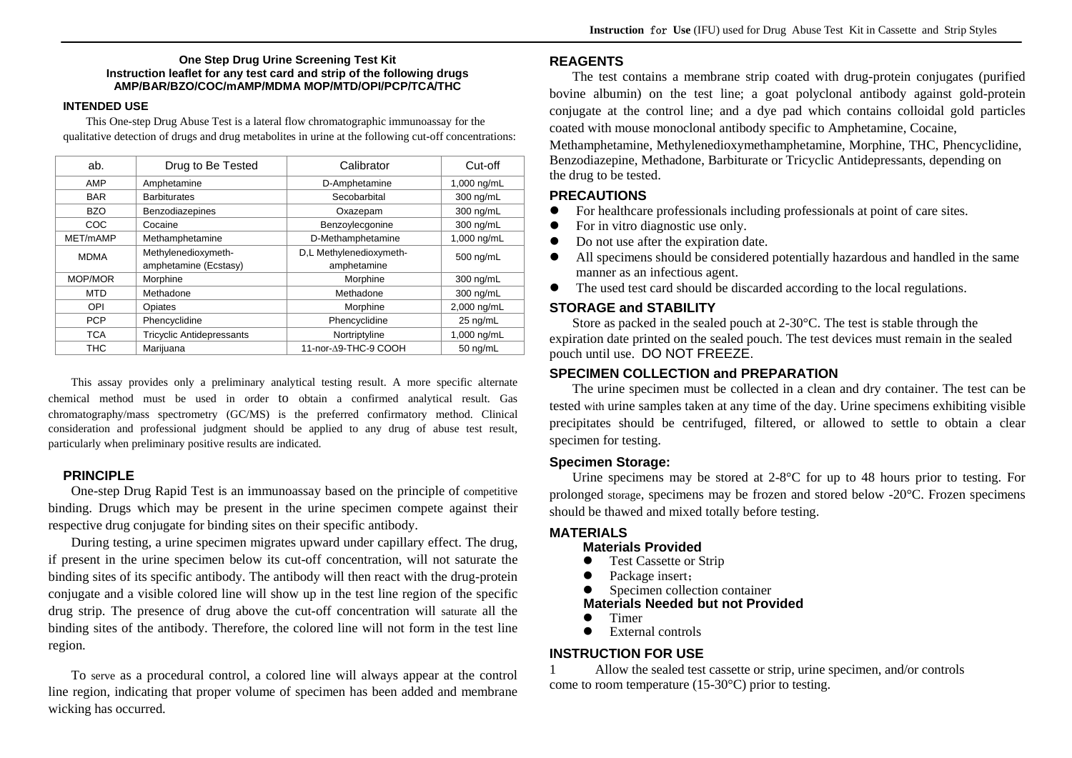**One Step Drug Urine Screening Test Kit**
**Instruction leaflet for any test card and strip of the following drugs**
**AMP/BAR/BZO/COC/mAMP/MDMA MOP/MTD/OPI/PCP/TCA/THC**

## INTENDED USE

This One-step Drug Abuse Test is a lateral flow chromatographic immunoassay for the qualitative detection of drugs and drug metabolites in urine at the following cut-off concentrations:

| ab. | Drug to Be Tested | Calibrator | Cut-off |
|---|---|---|---|
| AMP | Amphetamine | D-Amphetamine | 1,000 ng/mL |
| BAR | Barbiturates | Secobarbital | 300 ng/mL |
| BZO | Benzodiazepines | Oxazepam | 300 ng/mL |
| COC | Cocaine | Benzoylecgonine | 300 ng/mL |
| MET/mAMP | Methamphetamine | D-Methamphetamine | 1,000 ng/mL |
| MDMA | Methylenedioxymeth-amphetamine (Ecstasy) | D,L Methylenedioxymeth-amphetamine | 500 ng/mL |
| MOP/MOR | Morphine | Morphine | 300 ng/mL |
| MTD | Methadone | Methadone | 300 ng/mL |
| OPI | Opiates | Morphine | 2,000 ng/mL |
| PCP | Phencyclidine | Phencyclidine | 25 ng/mL |
| TCA | Tricyclic Antidepressants | Nortriptyline | 1,000 ng/mL |
| THC | Marijuana | 11-nor-∆9-THC-9 COOH | 50 ng/mL |

This assay provides only a preliminary analytical testing result. A more specific alternate chemical method must be used in order to obtain a confirmed analytical result. Gas chromatography/mass spectrometry (GC/MS) is the preferred confirmatory method. Clinical consideration and professional judgment should be applied to any drug of abuse test result, particularly when preliminary positive results are indicated.

## PRINCIPLE

One-step Drug Rapid Test is an immunoassay based on the principle of competitive binding. Drugs which may be present in the urine specimen compete against their respective drug conjugate for binding sites on their specific antibody.

During testing, a urine specimen migrates upward under capillary effect. The drug, if present in the urine specimen below its cut-off concentration, will not saturate the binding sites of its specific antibody. The antibody will then react with the drug-protein conjugate and a visible colored line will show up in the test line region of the specific drug strip. The presence of drug above the cut-off concentration will saturate all the binding sites of the antibody. Therefore, the colored line will not form in the test line region.

To serve as a procedural control, a colored line will always appear at the control line region, indicating that proper volume of specimen has been added and membrane wicking has occurred.

## REAGENTS

The test contains a membrane strip coated with drug-protein conjugates (purified bovine albumin) on the test line; a goat polyclonal antibody against gold-protein conjugate at the control line; and a dye pad which contains colloidal gold particles coated with mouse monoclonal antibody specific to Amphetamine, Cocaine, Methamphetamine, Methylenedioxymethamphetamine, Morphine, THC, Phencyclidine, Benzodiazepine, Methadone, Barbiturate or Tricyclic Antidepressants, depending on the drug to be tested.

## PRECAUTIONS

- For healthcare professionals including professionals at point of care sites.
- For in vitro diagnostic use only.
- Do not use after the expiration date.
- All specimens should be considered potentially hazardous and handled in the same manner as an infectious agent.
- The used test card should be discarded according to the local regulations.

## STORAGE and STABILITY

Store as packed in the sealed pouch at 2-30°C. The test is stable through the expiration date printed on the sealed pouch. The test devices must remain in the sealed pouch until use. DO NOT FREEZE.

## SPECIMEN COLLECTION and PREPARATION

The urine specimen must be collected in a clean and dry container. The test can be tested with urine samples taken at any time of the day. Urine specimens exhibiting visible precipitates should be centrifuged, filtered, or allowed to settle to obtain a clear specimen for testing.

### Specimen Storage:

Urine specimens may be stored at 2-8°C for up to 48 hours prior to testing. For prolonged storage, specimens may be frozen and stored below -20°C. Frozen specimens should be thawed and mixed totally before testing.

## MATERIALS

### Materials Provided

- Test Cassette or Strip
- Package insert；
- Specimen collection container

### Materials Needed but not Provided

- Timer
- External controls

## INSTRUCTION FOR USE

1 Allow the sealed test cassette or strip, urine specimen, and/or controls come to room temperature (15-30°C) prior to testing.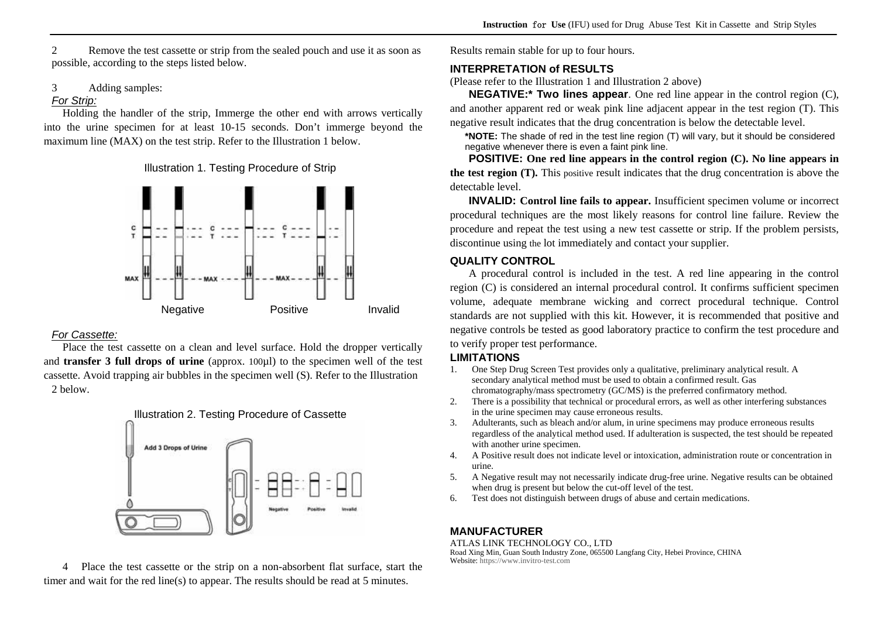2 Remove the test cassette or strip from the sealed pouch and use it as soon as possible, according to the steps listed below.

3 Adding samples:

*For Strip:*

Holding the handler of the strip, Immerge the other end with arrows vertically into the urine specimen for at least 10-15 seconds. Don't immerge beyond the maximum line (MAX) on the test strip. Refer to the Illustration 1 below.

Illustration 1. Testing Procedure of Strip

C
T
MAX
Negative
Positive
Invalid

*For Cassette:*

Place the test cassette on a clean and level surface. Hold the dropper vertically and **transfer 3 full drops of urine** (approx. 100μl) to the specimen well of the test cassette. Avoid trapping air bubbles in the specimen well (S). Refer to the Illustration 2 below.

Illustration 2. Testing Procedure of Cassette

Add 3 Drops of Urine
Negative
Positive
Invalid

4 Place the test cassette or the strip on a non-absorbent flat surface, start the timer and wait for the red line(s) to appear. The results should be read at 5 minutes.

Results remain stable for up to four hours.

## INTERPRETATION of RESULTS

(Please refer to the Illustration 1 and Illustration 2 above)

**NEGATIVE:* Two lines appear**. One red line appear in the control region (C), and another apparent red or weak pink line adjacent appear in the test region (T). This negative result indicates that the drug concentration is below the detectable level.

***NOTE:** The shade of red in the test line region (T) will vary, but it should be considered negative whenever there is even a faint pink line.

**POSITIVE: One red line appears in the control region (C). No line appears in the test region (T).** This positive result indicates that the drug concentration is above the detectable level.

**INVALID: Control line fails to appear.** Insufficient specimen volume or incorrect procedural techniques are the most likely reasons for control line failure. Review the procedure and repeat the test using a new test cassette or strip. If the problem persists, discontinue using the lot immediately and contact your supplier.

## QUALITY CONTROL

A procedural control is included in the test. A red line appearing in the control region (C) is considered an internal procedural control. It confirms sufficient specimen volume, adequate membrane wicking and correct procedural technique. Control standards are not supplied with this kit. However, it is recommended that positive and negative controls be tested as good laboratory practice to confirm the test procedure and to verify proper test performance.

## LIMITATIONS

1. One Step Drug Screen Test provides only a qualitative, preliminary analytical result. A secondary analytical method must be used to obtain a confirmed result. Gas chromatography/mass spectrometry (GC/MS) is the preferred confirmatory method.
2. There is a possibility that technical or procedural errors, as well as other interfering substances in the urine specimen may cause erroneous results.
3. Adulterants, such as bleach and/or alum, in urine specimens may produce erroneous results regardless of the analytical method used. If adulteration is suspected, the test should be repeated with another urine specimen.
4. A Positive result does not indicate level or intoxication, administration route or concentration in urine.
5. A Negative result may not necessarily indicate drug-free urine. Negative results can be obtained when drug is present but below the cut-off level of the test.
6. Test does not distinguish between drugs of abuse and certain medications.

## MANUFACTURER

ATLAS LINK TECHNOLOGY CO., LTD

Road Xing Min, Guan South Industry Zone, 065500 Langfang City, Hebei Province, CHINA

Website: https://www.invitro-test.com